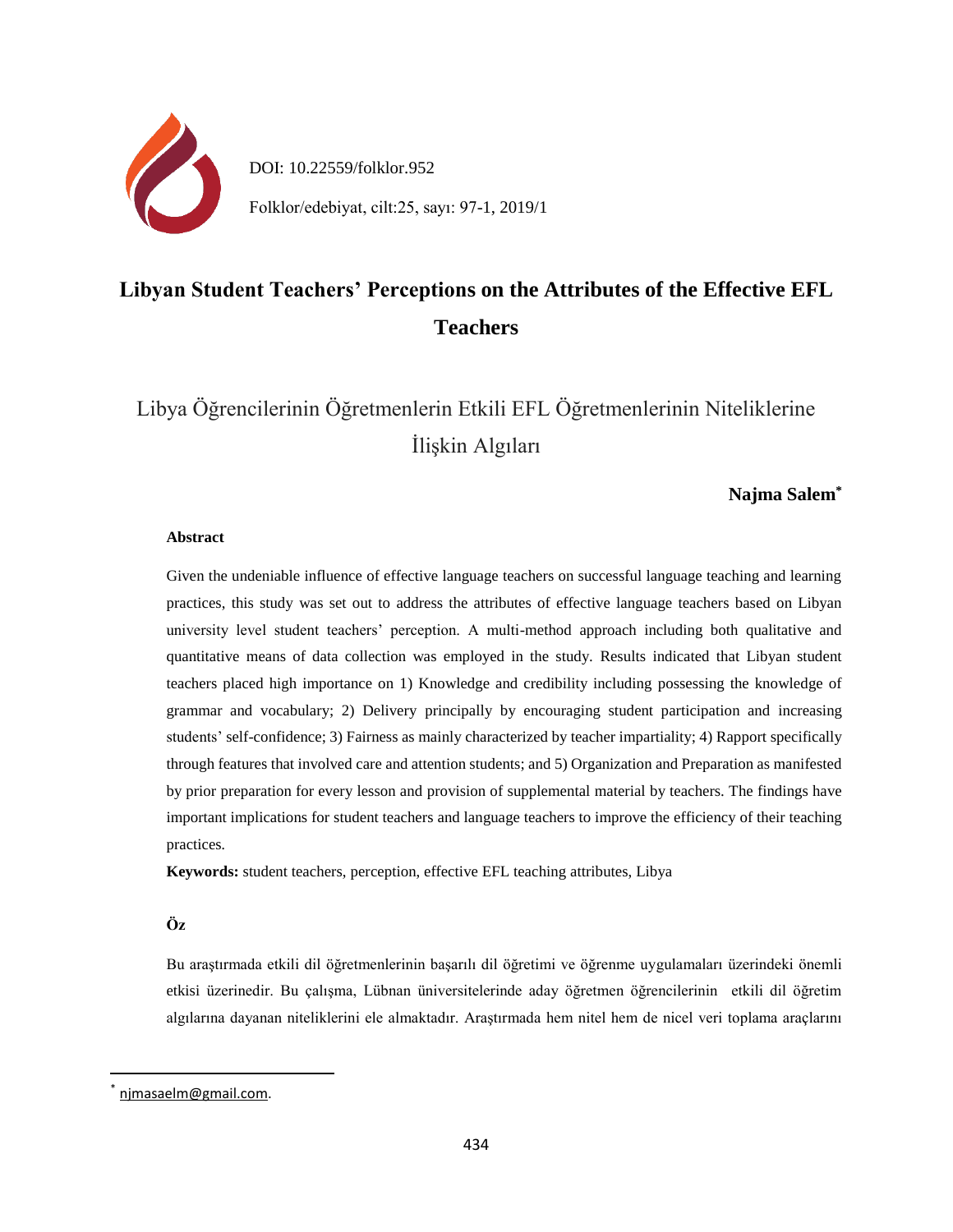DOI: 10.22559/folklor.952

Folklor/edebiyat, cilt:25, sayı: 97-1, 2019/1

# Libyan Student Teachers' Perceptions on the Attributes of the Effective EFL Teachers

## Libya Öğrencilerinin Öğretmenlerin Etkili EFL Öğretmenlerinin Niteliklerine İlişkin Algıları

**Najma Salem***

**Abstract**

Given the undeniable influence of effective language teachers on successful language teaching and learning practices, this study was set out to address the attributes of effective language teachers based on Libyan university level student teachers' perception. A multi-method approach including both qualitative and quantitative means of data collection was employed in the study. Results indicated that Libyan student teachers placed high importance on 1) Knowledge and credibility including possessing the knowledge of grammar and vocabulary; 2) Delivery principally by encouraging student participation and increasing students' self-confidence; 3) Fairness as mainly characterized by teacher impartiality; 4) Rapport specifically through features that involved care and attention students; and 5) Organization and Preparation as manifested by prior preparation for every lesson and provision of supplemental material by teachers. The findings have important implications for student teachers and language teachers to improve the efficiency of their teaching practices.

**Keywords:** student teachers, perception, effective EFL teaching attributes, Libya

**Öz**

Bu araştırmada etkili dil öğretmenlerinin başarılı dil öğretimi ve öğrenme uygulamaları üzerindeki önemli etkisi üzerinedir. Bu çalışma, Lübnan üniversitelerinde aday öğretmen öğrencilerinin etkili dil öğretim algılarına dayanan niteliklerini ele almaktadır. Araştırmada hem nitel hem de nicel veri toplama araçlarını

---

* njmasaelm@gmail.com.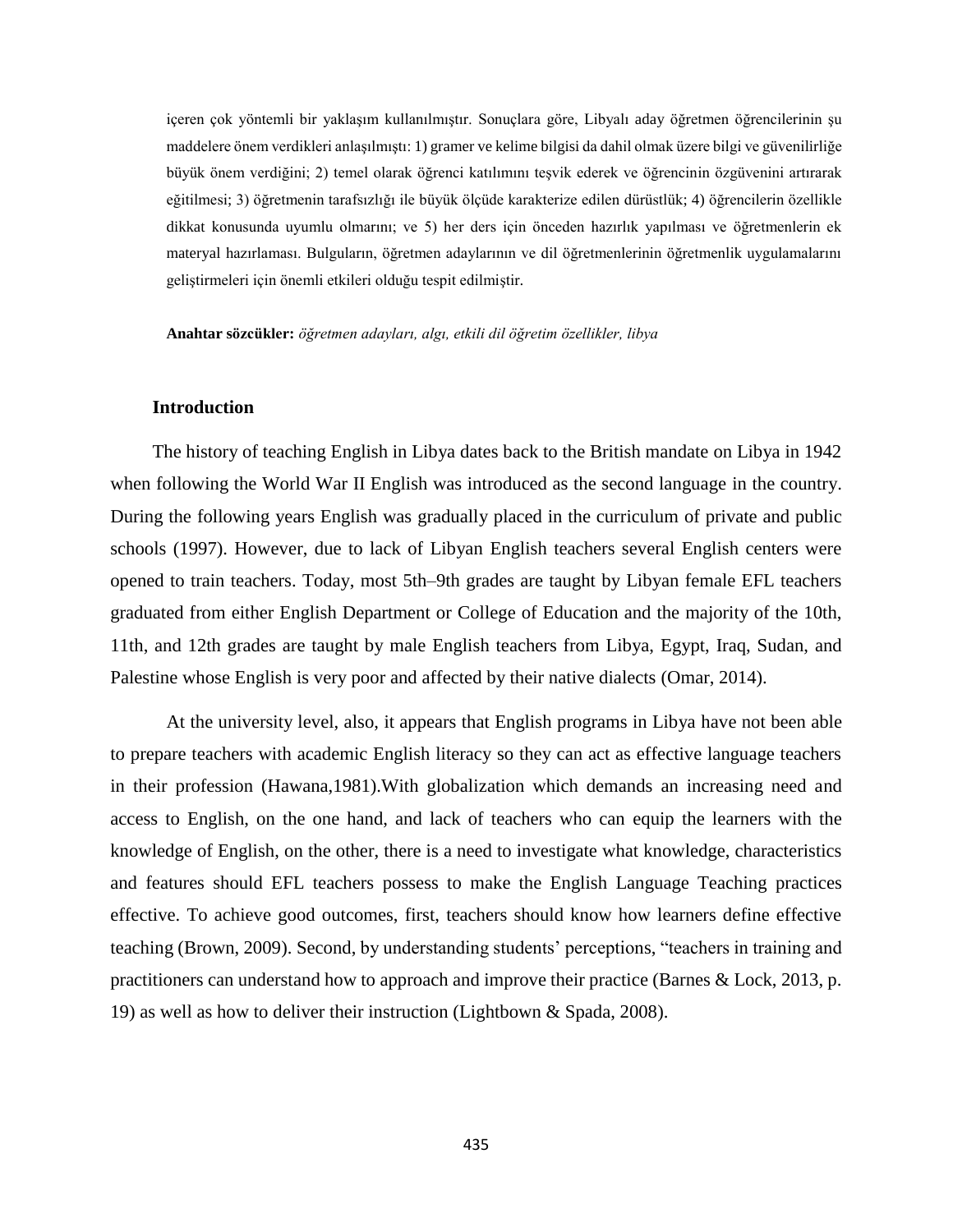içeren çok yöntemli bir yaklaşım kullanılmıştır. Sonuçlara göre, Libyalı aday öğretmen öğrencilerinin şu maddelere önem verdikleri anlaşılmıştı: 1) gramer ve kelime bilgisi da dahil olmak üzere bilgi ve güvenilirliğe büyük önem verdiğini; 2) temel olarak öğrenci katılımını teşvik ederek ve öğrencinin özgüvenini artırarak eğitilmesi; 3) öğretmenin tarafsızlığı ile büyük ölçüde karakterize edilen dürüstlük; 4) öğrencilerin özellikle dikkat konusunda uyumlu olmarını; ve 5) her ders için önceden hazırlık yapılması ve öğretmenlerin ek materyal hazırlaması. Bulguların, öğretmen adaylarının ve dil öğretmenlerinin öğretmenlik uygulamalarını geliştirmeleri için önemli etkileri olduğu tespit edilmiştir.

**Anahtar sözcükler:** *öğretmen adayları, algı, etkili dil öğretim özellikler, libya*

## Introduction

The history of teaching English in Libya dates back to the British mandate on Libya in 1942 when following the World War II English was introduced as the second language in the country. During the following years English was gradually placed in the curriculum of private and public schools (1997). However, due to lack of Libyan English teachers several English centers were opened to train teachers. Today, most 5th–9th grades are taught by Libyan female EFL teachers graduated from either English Department or College of Education and the majority of the 10th, 11th, and 12th grades are taught by male English teachers from Libya, Egypt, Iraq, Sudan, and Palestine whose English is very poor and affected by their native dialects (Omar, 2014).

At the university level, also, it appears that English programs in Libya have not been able to prepare teachers with academic English literacy so they can act as effective language teachers in their profession (Hawana,1981).With globalization which demands an increasing need and access to English, on the one hand, and lack of teachers who can equip the learners with the knowledge of English, on the other, there is a need to investigate what knowledge, characteristics and features should EFL teachers possess to make the English Language Teaching practices effective. To achieve good outcomes, first, teachers should know how learners define effective teaching (Brown, 2009). Second, by understanding students' perceptions, "teachers in training and practitioners can understand how to approach and improve their practice (Barnes & Lock, 2013, p. 19) as well as how to deliver their instruction (Lightbown & Spada, 2008).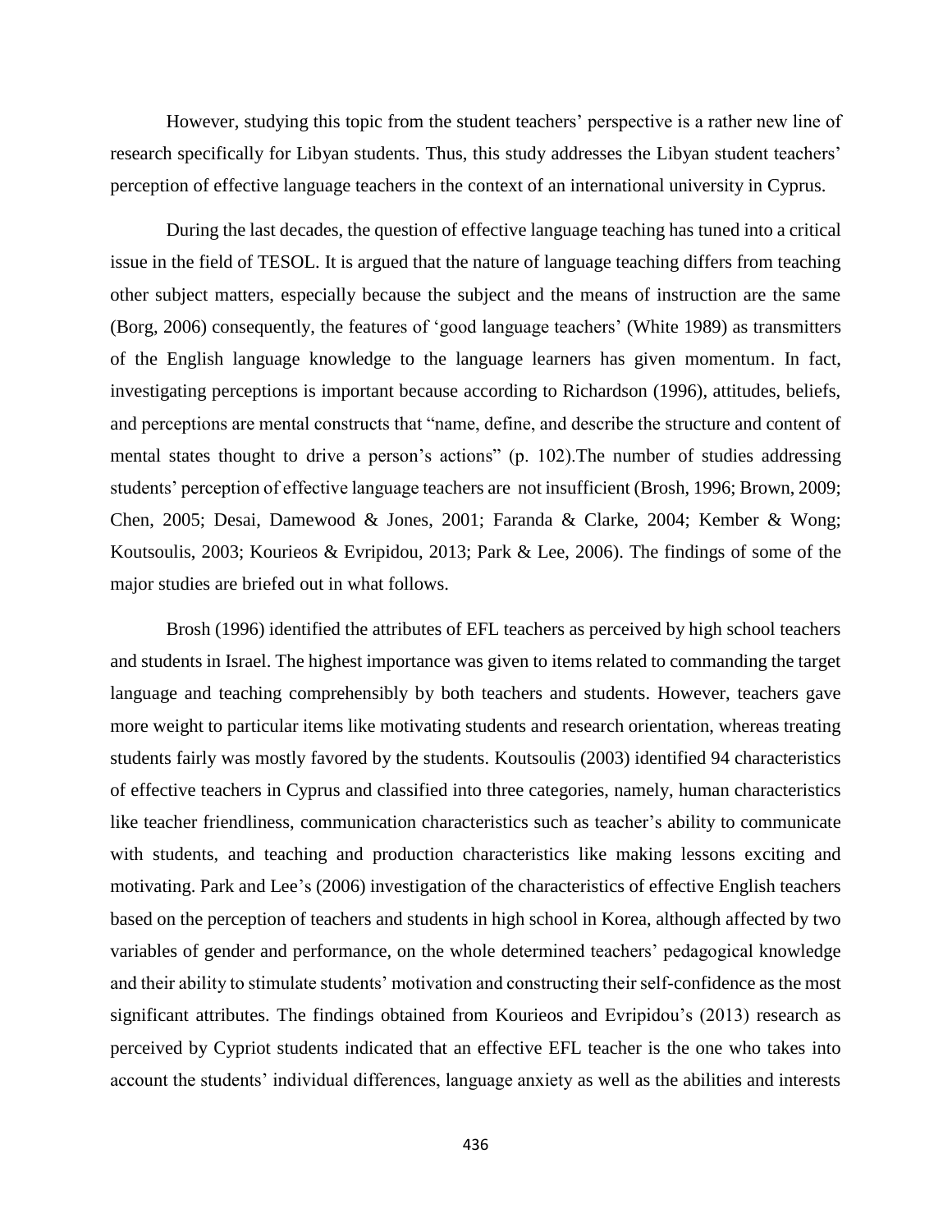However, studying this topic from the student teachers' perspective is a rather new line of research specifically for Libyan students. Thus, this study addresses the Libyan student teachers' perception of effective language teachers in the context of an international university in Cyprus.

During the last decades, the question of effective language teaching has tuned into a critical issue in the field of TESOL. It is argued that the nature of language teaching differs from teaching other subject matters, especially because the subject and the means of instruction are the same (Borg, 2006) consequently, the features of 'good language teachers' (White 1989) as transmitters of the English language knowledge to the language learners has given momentum. In fact, investigating perceptions is important because according to Richardson (1996), attitudes, beliefs, and perceptions are mental constructs that "name, define, and describe the structure and content of mental states thought to drive a person's actions" (p. 102).The number of studies addressing students' perception of effective language teachers are not insufficient (Brosh, 1996; Brown, 2009; Chen, 2005; Desai, Damewood & Jones, 2001; Faranda & Clarke, 2004; Kember & Wong; Koutsoulis, 2003; Kourieos & Evripidou, 2013; Park & Lee, 2006). The findings of some of the major studies are briefed out in what follows.

Brosh (1996) identified the attributes of EFL teachers as perceived by high school teachers and students in Israel. The highest importance was given to items related to commanding the target language and teaching comprehensibly by both teachers and students. However, teachers gave more weight to particular items like motivating students and research orientation, whereas treating students fairly was mostly favored by the students. Koutsoulis (2003) identified 94 characteristics of effective teachers in Cyprus and classified into three categories, namely, human characteristics like teacher friendliness, communication characteristics such as teacher's ability to communicate with students, and teaching and production characteristics like making lessons exciting and motivating. Park and Lee's (2006) investigation of the characteristics of effective English teachers based on the perception of teachers and students in high school in Korea, although affected by two variables of gender and performance, on the whole determined teachers' pedagogical knowledge and their ability to stimulate students' motivation and constructing their self-confidence as the most significant attributes. The findings obtained from Kourieos and Evripidou's (2013) research as perceived by Cypriot students indicated that an effective EFL teacher is the one who takes into account the students' individual differences, language anxiety as well as the abilities and interests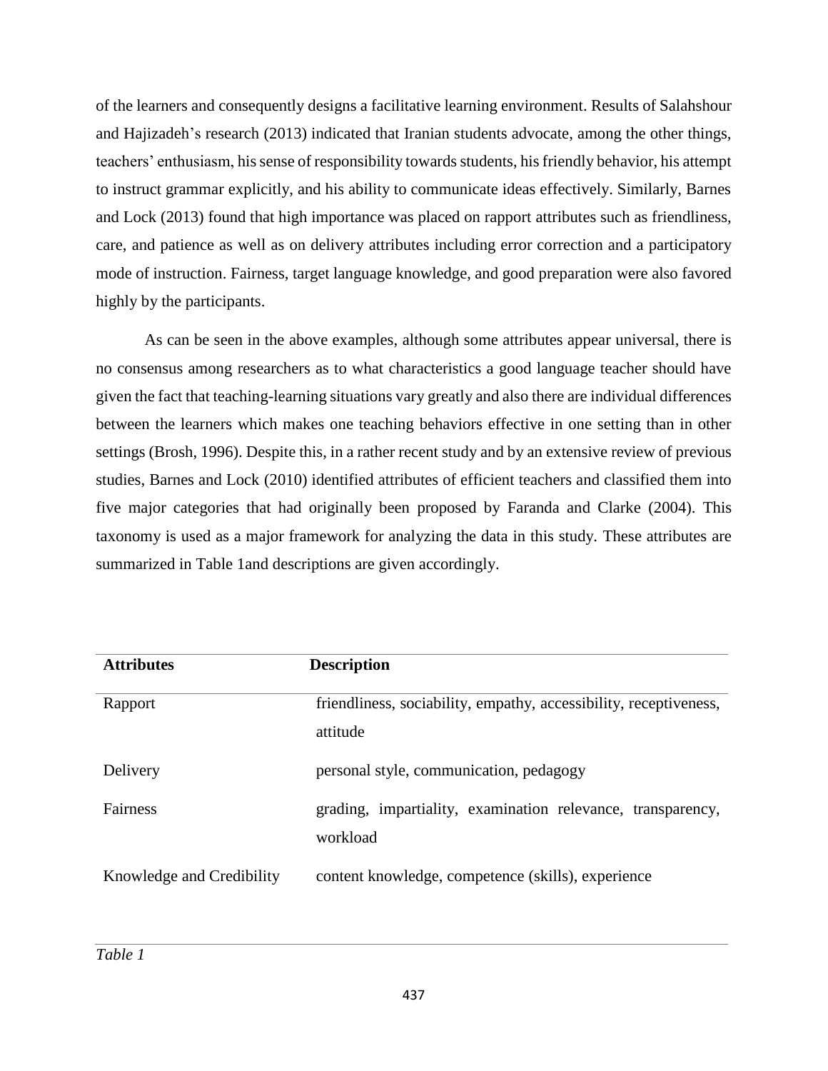of the learners and consequently designs a facilitative learning environment. Results of Salahshour and Hajizadeh's research (2013) indicated that Iranian students advocate, among the other things, teachers' enthusiasm, his sense of responsibility towards students, his friendly behavior, his attempt to instruct grammar explicitly, and his ability to communicate ideas effectively. Similarly, Barnes and Lock (2013) found that high importance was placed on rapport attributes such as friendliness, care, and patience as well as on delivery attributes including error correction and a participatory mode of instruction. Fairness, target language knowledge, and good preparation were also favored highly by the participants.

As can be seen in the above examples, although some attributes appear universal, there is no consensus among researchers as to what characteristics a good language teacher should have given the fact that teaching-learning situations vary greatly and also there are individual differences between the learners which makes one teaching behaviors effective in one setting than in other settings (Brosh, 1996). Despite this, in a rather recent study and by an extensive review of previous studies, Barnes and Lock (2010) identified attributes of efficient teachers and classified them into five major categories that had originally been proposed by Faranda and Clarke (2004). This taxonomy is used as a major framework for analyzing the data in this study. These attributes are summarized in Table 1and descriptions are given accordingly.

| **Attributes** | **Description** |
| --- | --- |
| Rapport | friendliness, sociability, empathy, accessibility, receptiveness, attitude |
| Delivery | personal style, communication, pedagogy |
| Fairness | grading, impartiality, examination relevance, transparency, workload |
| Knowledge and Credibility | content knowledge, competence (skills), experience |

*Table 1*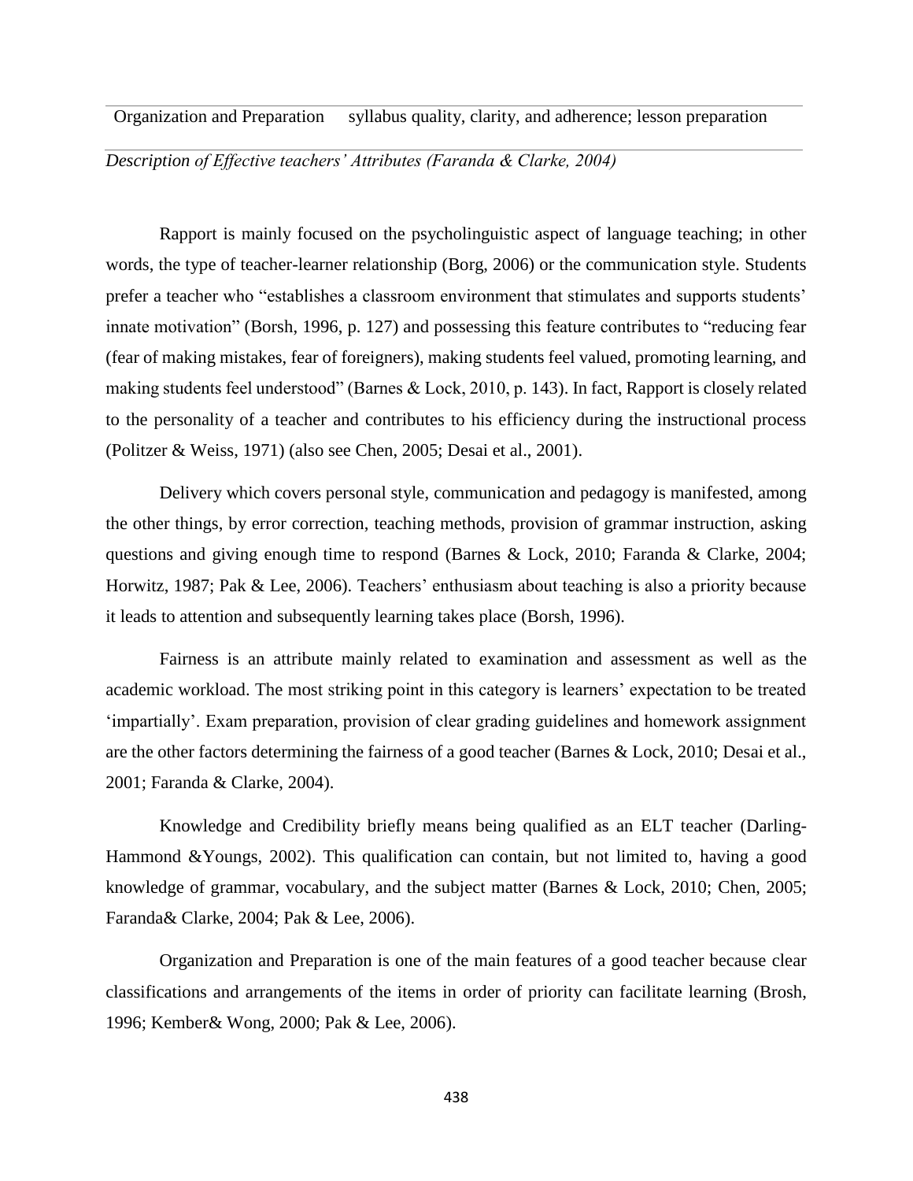| Organization and Preparation | syllabus quality, clarity, and adherence; lesson preparation |
|---|---|

*Description of Effective teachers' Attributes (Faranda & Clarke, 2004)*

Rapport is mainly focused on the psycholinguistic aspect of language teaching; in other words, the type of teacher-learner relationship (Borg, 2006) or the communication style. Students prefer a teacher who "establishes a classroom environment that stimulates and supports students' innate motivation" (Borsh, 1996, p. 127) and possessing this feature contributes to "reducing fear (fear of making mistakes, fear of foreigners), making students feel valued, promoting learning, and making students feel understood" (Barnes & Lock, 2010, p. 143). In fact, Rapport is closely related to the personality of a teacher and contributes to his efficiency during the instructional process (Politzer & Weiss, 1971) (also see Chen, 2005; Desai et al., 2001).

Delivery which covers personal style, communication and pedagogy is manifested, among the other things, by error correction, teaching methods, provision of grammar instruction, asking questions and giving enough time to respond (Barnes & Lock, 2010; Faranda & Clarke, 2004; Horwitz, 1987; Pak & Lee, 2006). Teachers' enthusiasm about teaching is also a priority because it leads to attention and subsequently learning takes place (Borsh, 1996).

Fairness is an attribute mainly related to examination and assessment as well as the academic workload. The most striking point in this category is learners' expectation to be treated 'impartially'. Exam preparation, provision of clear grading guidelines and homework assignment are the other factors determining the fairness of a good teacher (Barnes & Lock, 2010; Desai et al., 2001; Faranda & Clarke, 2004).

Knowledge and Credibility briefly means being qualified as an ELT teacher (Darling-Hammond &Youngs, 2002). This qualification can contain, but not limited to, having a good knowledge of grammar, vocabulary, and the subject matter (Barnes & Lock, 2010; Chen, 2005; Faranda& Clarke, 2004; Pak & Lee, 2006).

Organization and Preparation is one of the main features of a good teacher because clear classifications and arrangements of the items in order of priority can facilitate learning (Brosh, 1996; Kember& Wong, 2000; Pak & Lee, 2006).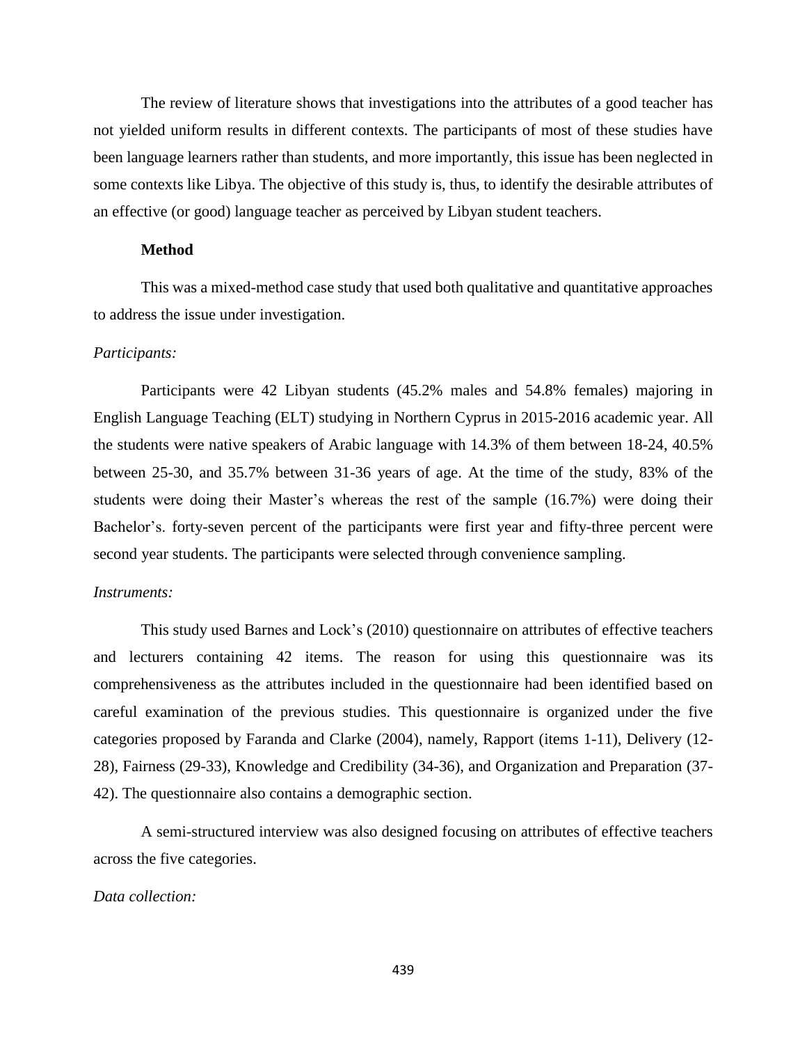The review of literature shows that investigations into the attributes of a good teacher has not yielded uniform results in different contexts. The participants of most of these studies have been language learners rather than students, and more importantly, this issue has been neglected in some contexts like Libya. The objective of this study is, thus, to identify the desirable attributes of an effective (or good) language teacher as perceived by Libyan student teachers.

## Method

This was a mixed-method case study that used both qualitative and quantitative approaches to address the issue under investigation.

### *Participants:*

Participants were 42 Libyan students (45.2% males and 54.8% females) majoring in English Language Teaching (ELT) studying in Northern Cyprus in 2015-2016 academic year. All the students were native speakers of Arabic language with 14.3% of them between 18-24, 40.5% between 25-30, and 35.7% between 31-36 years of age. At the time of the study, 83% of the students were doing their Master's whereas the rest of the sample (16.7%) were doing their Bachelor's. forty-seven percent of the participants were first year and fifty-three percent were second year students. The participants were selected through convenience sampling.

### *Instruments:*

This study used Barnes and Lock's (2010) questionnaire on attributes of effective teachers and lecturers containing 42 items. The reason for using this questionnaire was its comprehensiveness as the attributes included in the questionnaire had been identified based on careful examination of the previous studies. This questionnaire is organized under the five categories proposed by Faranda and Clarke (2004), namely, Rapport (items 1-11), Delivery (12-28), Fairness (29-33), Knowledge and Credibility (34-36), and Organization and Preparation (37-42). The questionnaire also contains a demographic section.

A semi-structured interview was also designed focusing on attributes of effective teachers across the five categories.

### *Data collection:*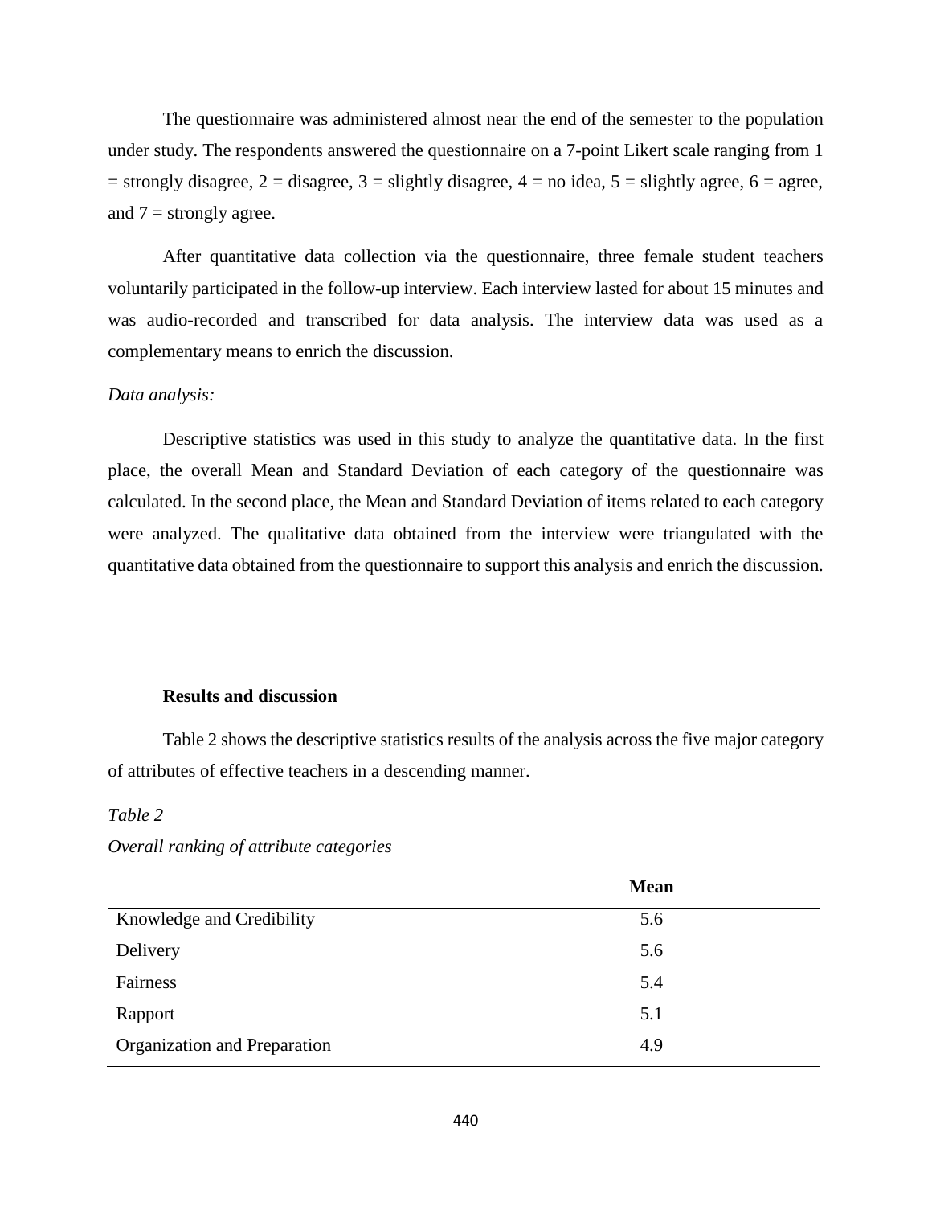The questionnaire was administered almost near the end of the semester to the population under study. The respondents answered the questionnaire on a 7-point Likert scale ranging from 1 = strongly disagree, 2 = disagree, 3 = slightly disagree, 4 = no idea, 5 = slightly agree, 6 = agree, and 7 = strongly agree.

After quantitative data collection via the questionnaire, three female student teachers voluntarily participated in the follow-up interview. Each interview lasted for about 15 minutes and was audio-recorded and transcribed for data analysis. The interview data was used as a complementary means to enrich the discussion.

*Data analysis:*

Descriptive statistics was used in this study to analyze the quantitative data. In the first place, the overall Mean and Standard Deviation of each category of the questionnaire was calculated. In the second place, the Mean and Standard Deviation of items related to each category were analyzed. The qualitative data obtained from the interview were triangulated with the quantitative data obtained from the questionnaire to support this analysis and enrich the discussion.

## Results and discussion

Table 2 shows the descriptive statistics results of the analysis across the five major category of attributes of effective teachers in a descending manner.

*Table 2*

*Overall ranking of attribute categories*

| | **Mean** |
|---|---|
| Knowledge and Credibility | 5.6 |
| Delivery | 5.6 |
| Fairness | 5.4 |
| Rapport | 5.1 |
| Organization and Preparation | 4.9 |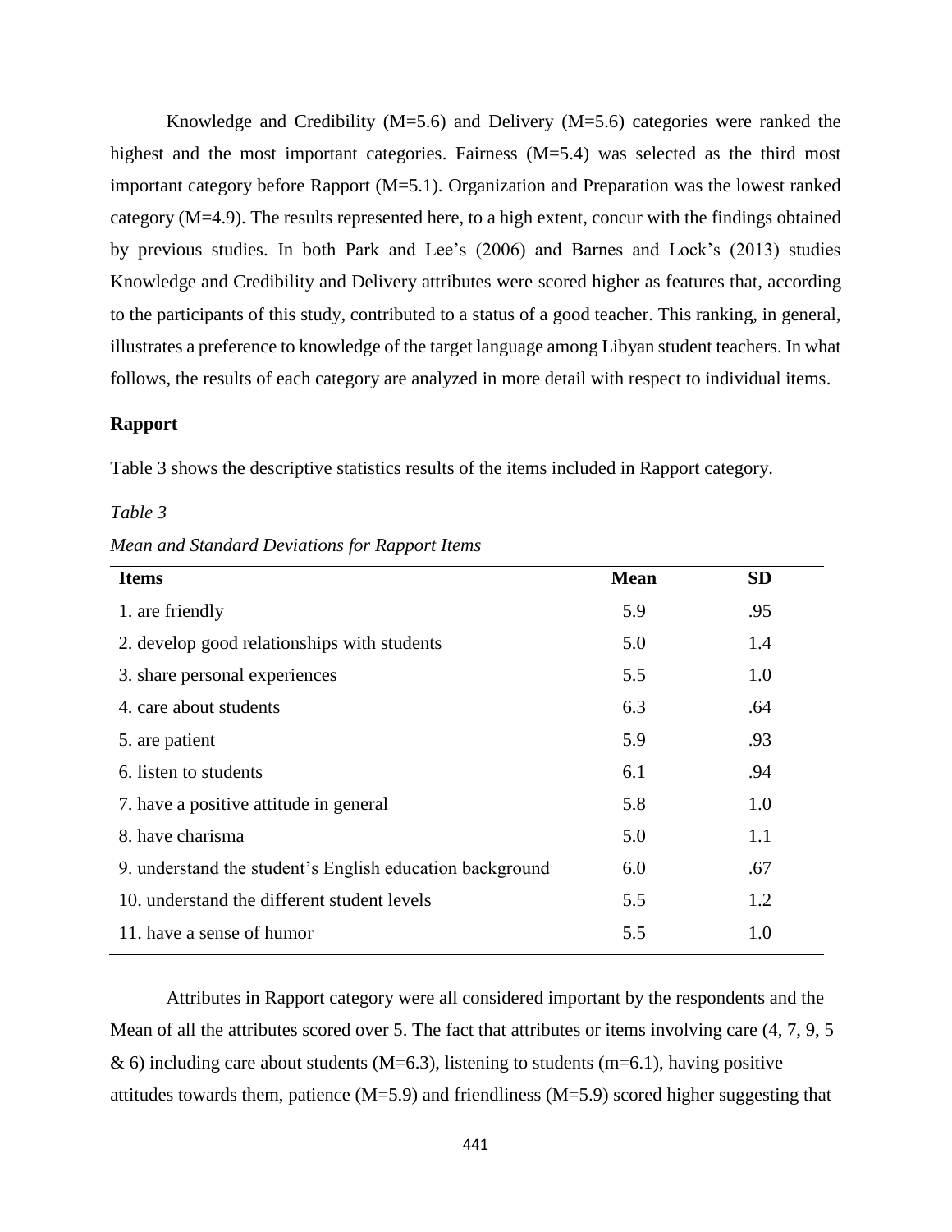Knowledge and Credibility (M=5.6) and Delivery (M=5.6) categories were ranked the highest and the most important categories. Fairness (M=5.4) was selected as the third most important category before Rapport (M=5.1). Organization and Preparation was the lowest ranked category (M=4.9). The results represented here, to a high extent, concur with the findings obtained by previous studies. In both Park and Lee's (2006) and Barnes and Lock's (2013) studies Knowledge and Credibility and Delivery attributes were scored higher as features that, according to the participants of this study, contributed to a status of a good teacher. This ranking, in general, illustrates a preference to knowledge of the target language among Libyan student teachers. In what follows, the results of each category are analyzed in more detail with respect to individual items.

## Rapport

Table 3 shows the descriptive statistics results of the items included in Rapport category.

*Table 3*

*Mean and Standard Deviations for Rapport Items*

| Items | Mean | SD |
|---|---|---|
| 1. are friendly | 5.9 | .95 |
| 2. develop good relationships with students | 5.0 | 1.4 |
| 3. share personal experiences | 5.5 | 1.0 |
| 4. care about students | 6.3 | .64 |
| 5. are patient | 5.9 | .93 |
| 6. listen to students | 6.1 | .94 |
| 7. have a positive attitude in general | 5.8 | 1.0 |
| 8. have charisma | 5.0 | 1.1 |
| 9. understand the student's English education background | 6.0 | .67 |
| 10. understand the different student levels | 5.5 | 1.2 |
| 11. have a sense of humor | 5.5 | 1.0 |

Attributes in Rapport category were all considered important by the respondents and the Mean of all the attributes scored over 5. The fact that attributes or items involving care (4, 7, 9, 5 & 6) including care about students (M=6.3), listening to students (m=6.1), having positive attitudes towards them, patience (M=5.9) and friendliness (M=5.9) scored higher suggesting that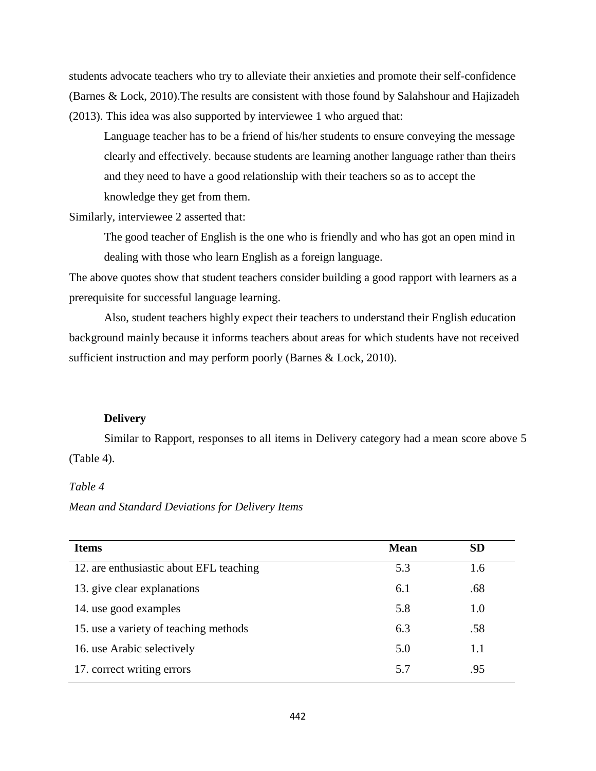students advocate teachers who try to alleviate their anxieties and promote their self-confidence (Barnes & Lock, 2010).The results are consistent with those found by Salahshour and Hajizadeh (2013). This idea was also supported by interviewee 1 who argued that:

> Language teacher has to be a friend of his/her students to ensure conveying the message clearly and effectively. because students are learning another language rather than theirs and they need to have a good relationship with their teachers so as to accept the knowledge they get from them.

Similarly, interviewee 2 asserted that:

> The good teacher of English is the one who is friendly and who has got an open mind in dealing with those who learn English as a foreign language.

The above quotes show that student teachers consider building a good rapport with learners as a prerequisite for successful language learning.

Also, student teachers highly expect their teachers to understand their English education background mainly because it informs teachers about areas for which students have not received sufficient instruction and may perform poorly (Barnes & Lock, 2010).

**Delivery**

Similar to Rapport, responses to all items in Delivery category had a mean score above 5 (Table 4).

*Table 4*

*Mean and Standard Deviations for Delivery Items*

| Items | Mean | SD |
|---|---|---|
| 12. are enthusiastic about EFL teaching | 5.3 | 1.6 |
| 13. give clear explanations | 6.1 | .68 |
| 14. use good examples | 5.8 | 1.0 |
| 15. use a variety of teaching methods | 6.3 | .58 |
| 16. use Arabic selectively | 5.0 | 1.1 |
| 17. correct writing errors | 5.7 | .95 |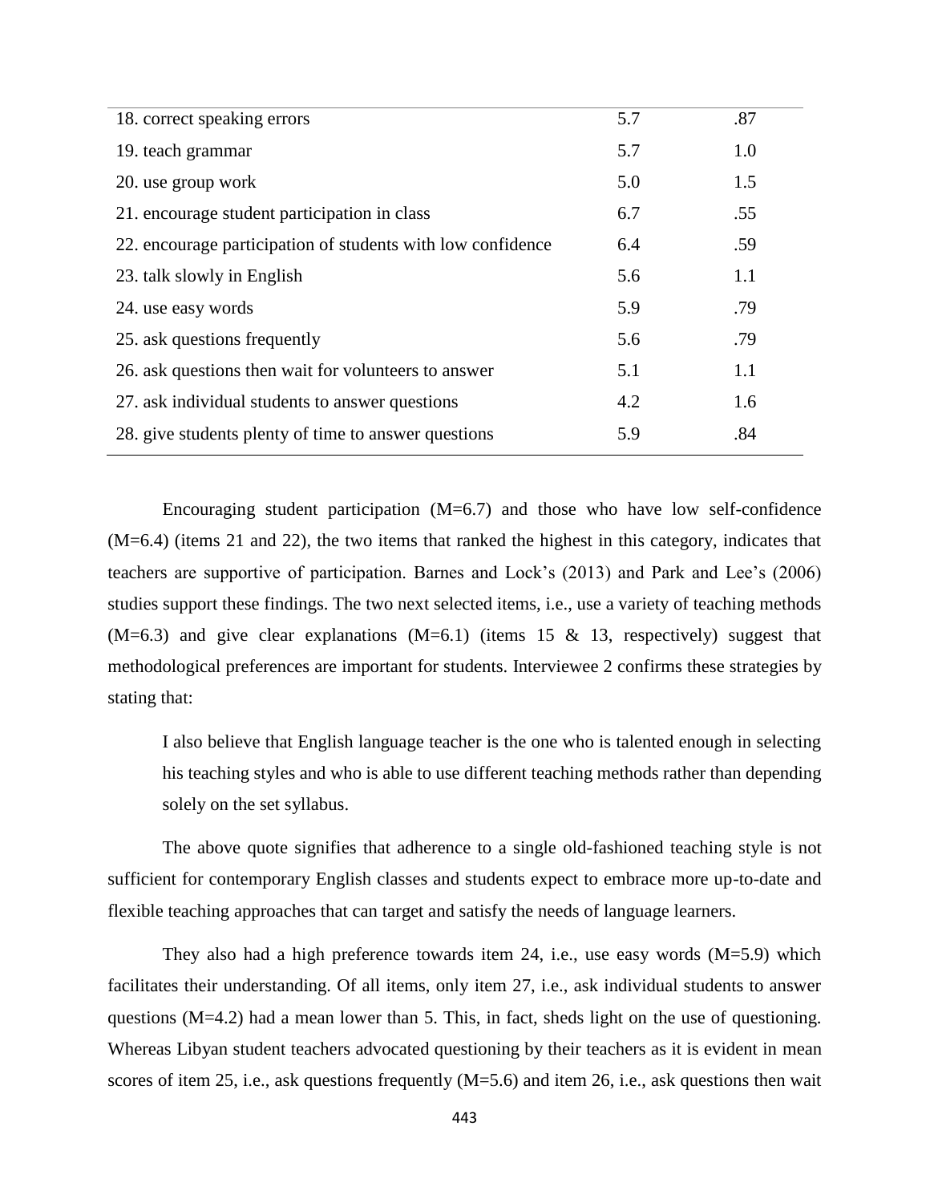| | | |
|---|---|---|
| 18. correct speaking errors | 5.7 | .87 |
| 19. teach grammar | 5.7 | 1.0 |
| 20. use group work | 5.0 | 1.5 |
| 21. encourage student participation in class | 6.7 | .55 |
| 22. encourage participation of students with low confidence | 6.4 | .59 |
| 23. talk slowly in English | 5.6 | 1.1 |
| 24. use easy words | 5.9 | .79 |
| 25. ask questions frequently | 5.6 | .79 |
| 26. ask questions then wait for volunteers to answer | 5.1 | 1.1 |
| 27. ask individual students to answer questions | 4.2 | 1.6 |
| 28. give students plenty of time to answer questions | 5.9 | .84 |

Encouraging student participation (M=6.7) and those who have low self-confidence (M=6.4) (items 21 and 22), the two items that ranked the highest in this category, indicates that teachers are supportive of participation. Barnes and Lock's (2013) and Park and Lee's (2006) studies support these findings. The two next selected items, i.e., use a variety of teaching methods (M=6.3) and give clear explanations (M=6.1) (items 15 & 13, respectively) suggest that methodological preferences are important for students. Interviewee 2 confirms these strategies by stating that:

> I also believe that English language teacher is the one who is talented enough in selecting his teaching styles and who is able to use different teaching methods rather than depending solely on the set syllabus.

The above quote signifies that adherence to a single old-fashioned teaching style is not sufficient for contemporary English classes and students expect to embrace more up-to-date and flexible teaching approaches that can target and satisfy the needs of language learners.

They also had a high preference towards item 24, i.e., use easy words (M=5.9) which facilitates their understanding. Of all items, only item 27, i.e., ask individual students to answer questions (M=4.2) had a mean lower than 5. This, in fact, sheds light on the use of questioning. Whereas Libyan student teachers advocated questioning by their teachers as it is evident in mean scores of item 25, i.e., ask questions frequently (M=5.6) and item 26, i.e., ask questions then wait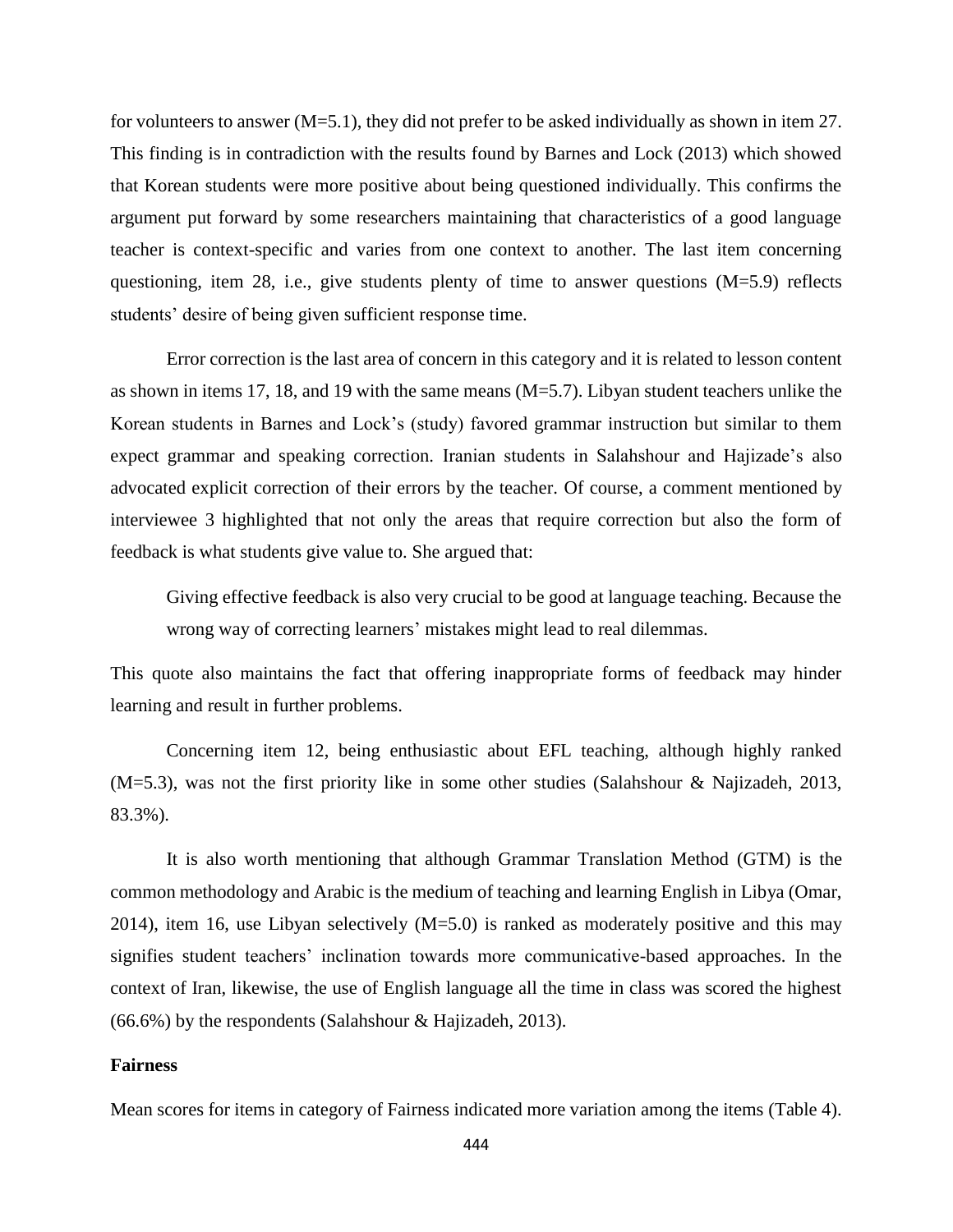for volunteers to answer (M=5.1), they did not prefer to be asked individually as shown in item 27. This finding is in contradiction with the results found by Barnes and Lock (2013) which showed that Korean students were more positive about being questioned individually. This confirms the argument put forward by some researchers maintaining that characteristics of a good language teacher is context-specific and varies from one context to another. The last item concerning questioning, item 28, i.e., give students plenty of time to answer questions (M=5.9) reflects students' desire of being given sufficient response time.

Error correction is the last area of concern in this category and it is related to lesson content as shown in items 17, 18, and 19 with the same means (M=5.7). Libyan student teachers unlike the Korean students in Barnes and Lock's (study) favored grammar instruction but similar to them expect grammar and speaking correction. Iranian students in Salahshour and Hajizade's also advocated explicit correction of their errors by the teacher. Of course, a comment mentioned by interviewee 3 highlighted that not only the areas that require correction but also the form of feedback is what students give value to. She argued that:

> Giving effective feedback is also very crucial to be good at language teaching. Because the wrong way of correcting learners' mistakes might lead to real dilemmas.

This quote also maintains the fact that offering inappropriate forms of feedback may hinder learning and result in further problems.

Concerning item 12, being enthusiastic about EFL teaching, although highly ranked (M=5.3), was not the first priority like in some other studies (Salahshour & Najizadeh, 2013, 83.3%).

It is also worth mentioning that although Grammar Translation Method (GTM) is the common methodology and Arabic is the medium of teaching and learning English in Libya (Omar, 2014), item 16, use Libyan selectively (M=5.0) is ranked as moderately positive and this may signifies student teachers' inclination towards more communicative-based approaches. In the context of Iran, likewise, the use of English language all the time in class was scored the highest (66.6%) by the respondents (Salahshour & Hajizadeh, 2013).

**Fairness**

Mean scores for items in category of Fairness indicated more variation among the items (Table 4).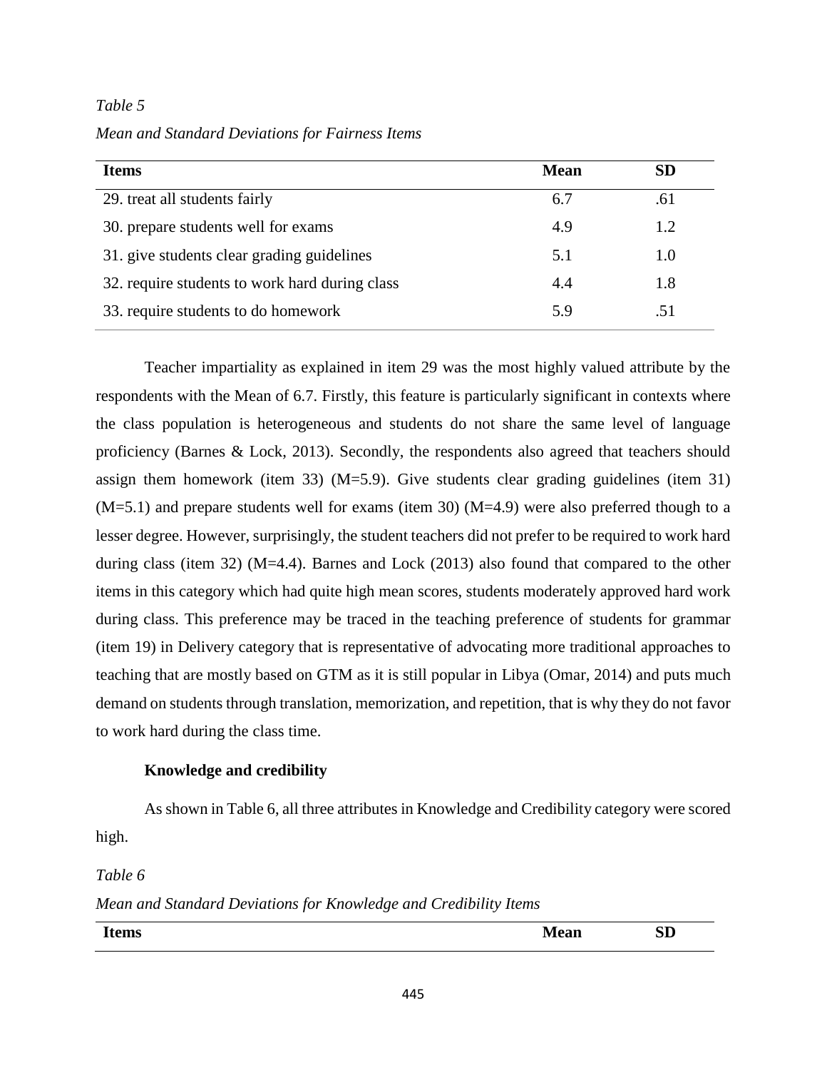*Table 5*

*Mean and Standard Deviations for Fairness Items*

| Items | Mean | SD |
|---|---|---|
| 29. treat all students fairly | 6.7 | .61 |
| 30. prepare students well for exams | 4.9 | 1.2 |
| 31. give students clear grading guidelines | 5.1 | 1.0 |
| 32. require students to work hard during class | 4.4 | 1.8 |
| 33. require students to do homework | 5.9 | .51 |

Teacher impartiality as explained in item 29 was the most highly valued attribute by the respondents with the Mean of 6.7. Firstly, this feature is particularly significant in contexts where the class population is heterogeneous and students do not share the same level of language proficiency (Barnes & Lock, 2013). Secondly, the respondents also agreed that teachers should assign them homework (item 33) (M=5.9). Give students clear grading guidelines (item 31) (M=5.1) and prepare students well for exams (item 30) (M=4.9) were also preferred though to a lesser degree. However, surprisingly, the student teachers did not prefer to be required to work hard during class (item 32) (M=4.4). Barnes and Lock (2013) also found that compared to the other items in this category which had quite high mean scores, students moderately approved hard work during class. This preference may be traced in the teaching preference of students for grammar (item 19) in Delivery category that is representative of advocating more traditional approaches to teaching that are mostly based on GTM as it is still popular in Libya (Omar, 2014) and puts much demand on students through translation, memorization, and repetition, that is why they do not favor to work hard during the class time.

**Knowledge and credibility**

As shown in Table 6, all three attributes in Knowledge and Credibility category were scored high.

*Table 6*

*Mean and Standard Deviations for Knowledge and Credibility Items*

| Items | Mean | SD |
|---|---|---|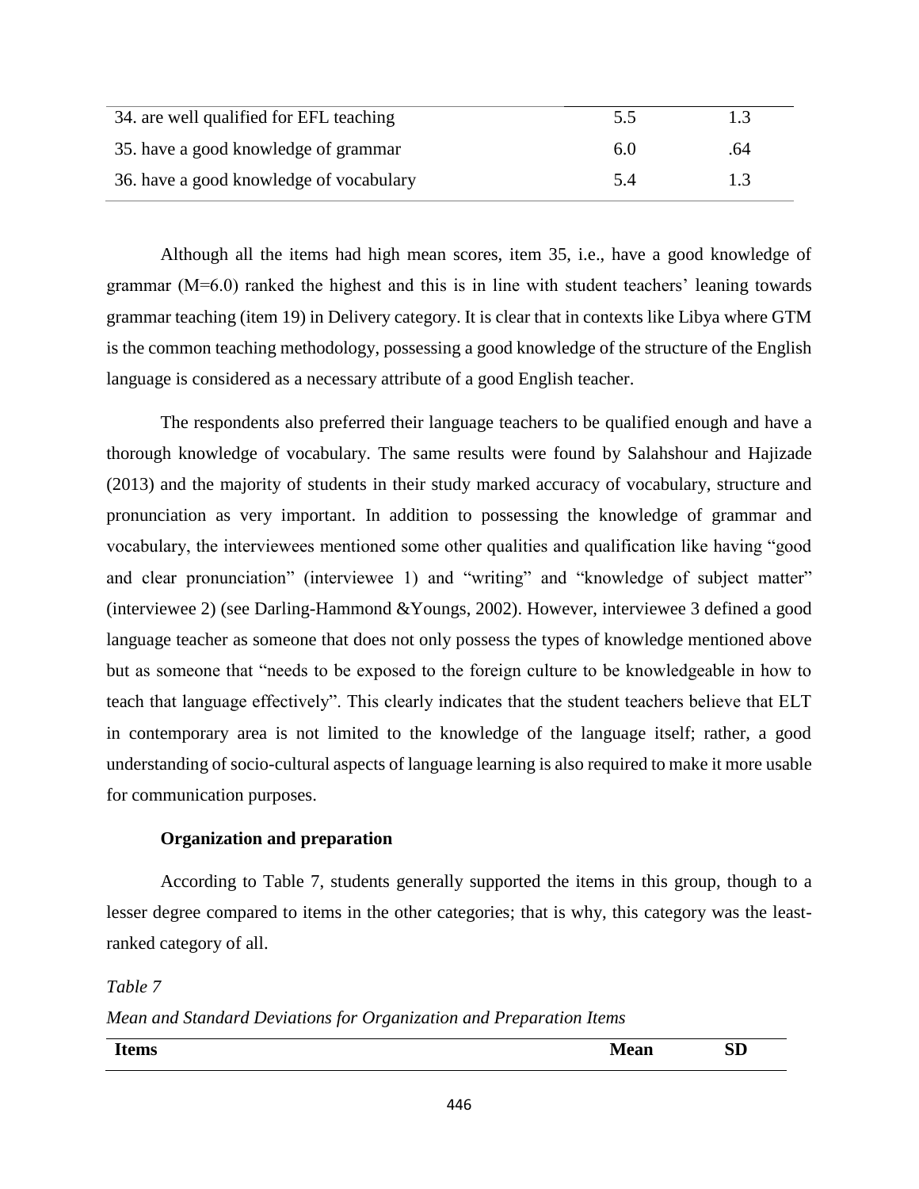| | | |
|---|---|---|
| 34. are well qualified for EFL teaching | 5.5 | 1.3 |
| 35. have a good knowledge of grammar | 6.0 | .64 |
| 36. have a good knowledge of vocabulary | 5.4 | 1.3 |

Although all the items had high mean scores, item 35, i.e., have a good knowledge of grammar (M=6.0) ranked the highest and this is in line with student teachers' leaning towards grammar teaching (item 19) in Delivery category. It is clear that in contexts like Libya where GTM is the common teaching methodology, possessing a good knowledge of the structure of the English language is considered as a necessary attribute of a good English teacher.

The respondents also preferred their language teachers to be qualified enough and have a thorough knowledge of vocabulary. The same results were found by Salahshour and Hajizade (2013) and the majority of students in their study marked accuracy of vocabulary, structure and pronunciation as very important. In addition to possessing the knowledge of grammar and vocabulary, the interviewees mentioned some other qualities and qualification like having "good and clear pronunciation" (interviewee 1) and "writing" and "knowledge of subject matter" (interviewee 2) (see Darling-Hammond &Youngs, 2002). However, interviewee 3 defined a good language teacher as someone that does not only possess the types of knowledge mentioned above but as someone that "needs to be exposed to the foreign culture to be knowledgeable in how to teach that language effectively". This clearly indicates that the student teachers believe that ELT in contemporary area is not limited to the knowledge of the language itself; rather, a good understanding of socio-cultural aspects of language learning is also required to make it more usable for communication purposes.

**Organization and preparation**

According to Table 7, students generally supported the items in this group, though to a lesser degree compared to items in the other categories; that is why, this category was the least-ranked category of all.

*Table 7*

*Mean and Standard Deviations for Organization and Preparation Items*

| **Items** | **Mean** | **SD** |
|---|---|---|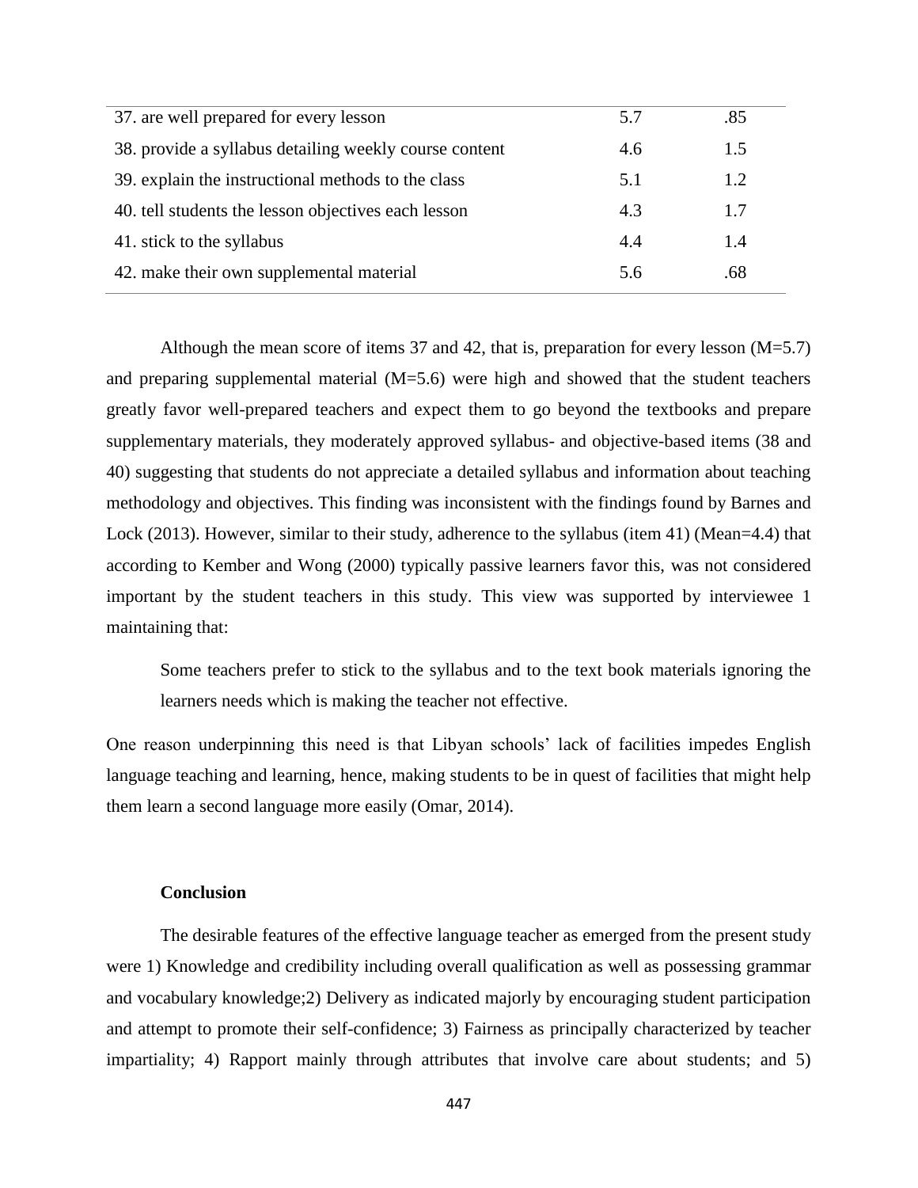| | | |
|---|---|---|
| 37. are well prepared for every lesson | 5.7 | .85 |
| 38. provide a syllabus detailing weekly course content | 4.6 | 1.5 |
| 39. explain the instructional methods to the class | 5.1 | 1.2 |
| 40. tell students the lesson objectives each lesson | 4.3 | 1.7 |
| 41. stick to the syllabus | 4.4 | 1.4 |
| 42. make their own supplemental material | 5.6 | .68 |

Although the mean score of items 37 and 42, that is, preparation for every lesson (M=5.7) and preparing supplemental material (M=5.6) were high and showed that the student teachers greatly favor well-prepared teachers and expect them to go beyond the textbooks and prepare supplementary materials, they moderately approved syllabus- and objective-based items (38 and 40) suggesting that students do not appreciate a detailed syllabus and information about teaching methodology and objectives. This finding was inconsistent with the findings found by Barnes and Lock (2013). However, similar to their study, adherence to the syllabus (item 41) (Mean=4.4) that according to Kember and Wong (2000) typically passive learners favor this, was not considered important by the student teachers in this study. This view was supported by interviewee 1 maintaining that:

> Some teachers prefer to stick to the syllabus and to the text book materials ignoring the learners needs which is making the teacher not effective.

One reason underpinning this need is that Libyan schools' lack of facilities impedes English language teaching and learning, hence, making students to be in quest of facilities that might help them learn a second language more easily (Omar, 2014).

## Conclusion

The desirable features of the effective language teacher as emerged from the present study were 1) Knowledge and credibility including overall qualification as well as possessing grammar and vocabulary knowledge;2) Delivery as indicated majorly by encouraging student participation and attempt to promote their self-confidence; 3) Fairness as principally characterized by teacher impartiality; 4) Rapport mainly through attributes that involve care about students; and 5)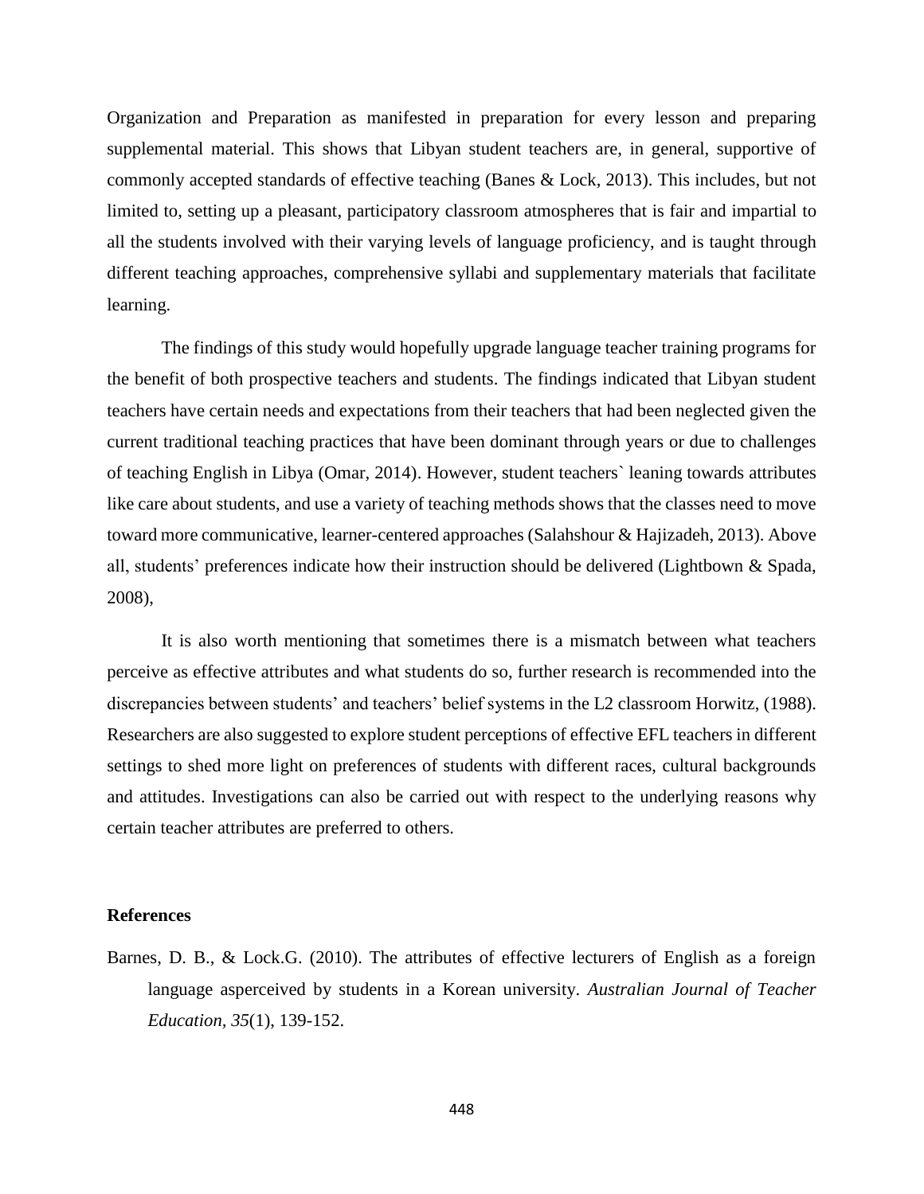Organization and Preparation as manifested in preparation for every lesson and preparing supplemental material. This shows that Libyan student teachers are, in general, supportive of commonly accepted standards of effective teaching (Banes & Lock, 2013). This includes, but not limited to, setting up a pleasant, participatory classroom atmospheres that is fair and impartial to all the students involved with their varying levels of language proficiency, and is taught through different teaching approaches, comprehensive syllabi and supplementary materials that facilitate learning.

The findings of this study would hopefully upgrade language teacher training programs for the benefit of both prospective teachers and students. The findings indicated that Libyan student teachers have certain needs and expectations from their teachers that had been neglected given the current traditional teaching practices that have been dominant through years or due to challenges of teaching English in Libya (Omar, 2014). However, student teachers` leaning towards attributes like care about students, and use a variety of teaching methods shows that the classes need to move toward more communicative, learner-centered approaches (Salahshour & Hajizadeh, 2013). Above all, students' preferences indicate how their instruction should be delivered (Lightbown & Spada, 2008),

It is also worth mentioning that sometimes there is a mismatch between what teachers perceive as effective attributes and what students do so, further research is recommended into the discrepancies between students' and teachers' belief systems in the L2 classroom Horwitz, (1988). Researchers are also suggested to explore student perceptions of effective EFL teachers in different settings to shed more light on preferences of students with different races, cultural backgrounds and attitudes. Investigations can also be carried out with respect to the underlying reasons why certain teacher attributes are preferred to others.

## References

Barnes, D. B., & Lock.G. (2010). The attributes of effective lecturers of English as a foreign language asperceived by students in a Korean university. *Australian Journal of Teacher Education, 35*(1), 139-152.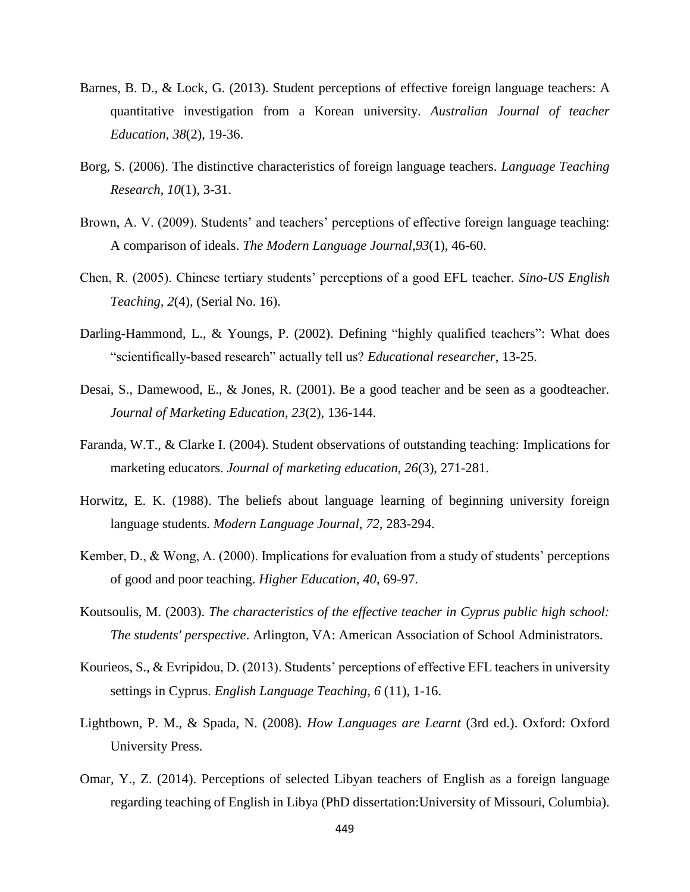Barnes, B. D., & Lock, G. (2013). Student perceptions of effective foreign language teachers: A quantitative investigation from a Korean university. *Australian Journal of teacher Education*, *38*(2), 19-36.

Borg, S. (2006). The distinctive characteristics of foreign language teachers. *Language Teaching Research*, *10*(1), 3-31.

Brown, A. V. (2009). Students' and teachers' perceptions of effective foreign language teaching: A comparison of ideals. *The Modern Language Journal*,*93*(1), 46-60.

Chen, R. (2005). Chinese tertiary students' perceptions of a good EFL teacher. *Sino-US English Teaching, 2*(4), (Serial No. 16).

Darling-Hammond, L., & Youngs, P. (2002). Defining "highly qualified teachers": What does "scientifically-based research" actually tell us? *Educational researcher*, 13-25.

Desai, S., Damewood, E., & Jones, R. (2001). Be a good teacher and be seen as a goodteacher. *Journal of Marketing Education, 23*(2), 136-144.

Faranda, W.T., & Clarke I. (2004). Student observations of outstanding teaching: Implications for marketing educators. *Journal of marketing education, 26*(3), 271-281.

Horwitz, E. K. (1988). The beliefs about language learning of beginning university foreign language students. *Modern Language Journal, 72,* 283-294.

Kember, D., & Wong, A. (2000). Implications for evaluation from a study of students' perceptions of good and poor teaching. *Higher Education, 40*, 69-97.

Koutsoulis, M. (2003). *The characteristics of the effective teacher in Cyprus public high school: The students' perspective*. Arlington, VA: American Association of School Administrators.

Kourieos, S., & Evripidou, D. (2013). Students' perceptions of effective EFL teachers in university settings in Cyprus. *English Language Teaching*, *6* (11), 1-16.

Lightbown, P. M., & Spada, N. (2008). *How Languages are Learnt* (3rd ed.). Oxford: Oxford University Press.

Omar, Y., Z. (2014). Perceptions of selected Libyan teachers of English as a foreign language regarding teaching of English in Libya (PhD dissertation:University of Missouri, Columbia).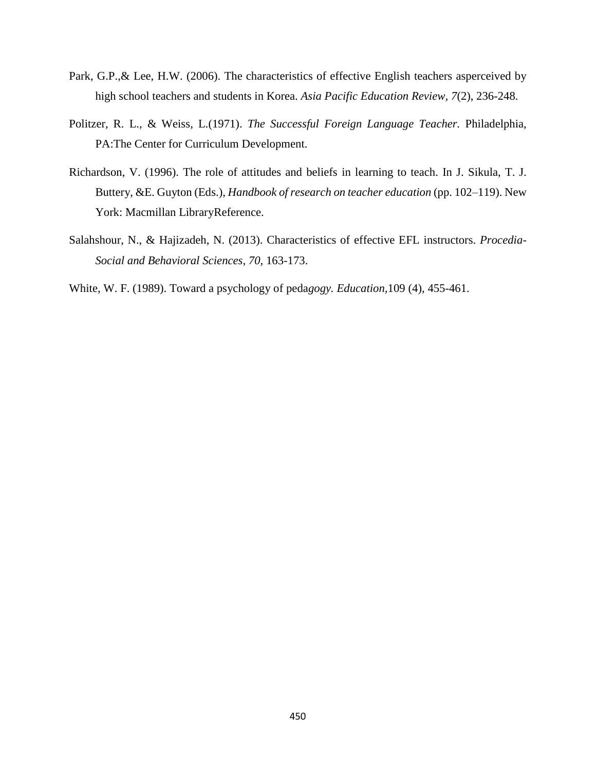Park, G.P.,& Lee, H.W. (2006). The characteristics of effective English teachers asperceived by high school teachers and students in Korea. *Asia Pacific Education Review*, *7*(2), 236-248.

Politzer, R. L., & Weiss, L.(1971). *The Successful Foreign Language Teacher.* Philadelphia, PA:The Center for Curriculum Development.

Richardson, V. (1996). The role of attitudes and beliefs in learning to teach. In J. Sikula, T. J. Buttery, &E. Guyton (Eds.), *Handbook of research on teacher education* (pp. 102–119). New York: Macmillan LibraryReference.

Salahshour, N., & Hajizadeh, N. (2013). Characteristics of effective EFL instructors. *Procedia-Social and Behavioral Sciences, 70*, 163-173.

White, W. F. (1989). Toward a psychology of peda*gogy. Education*,109 (4), 455-461.